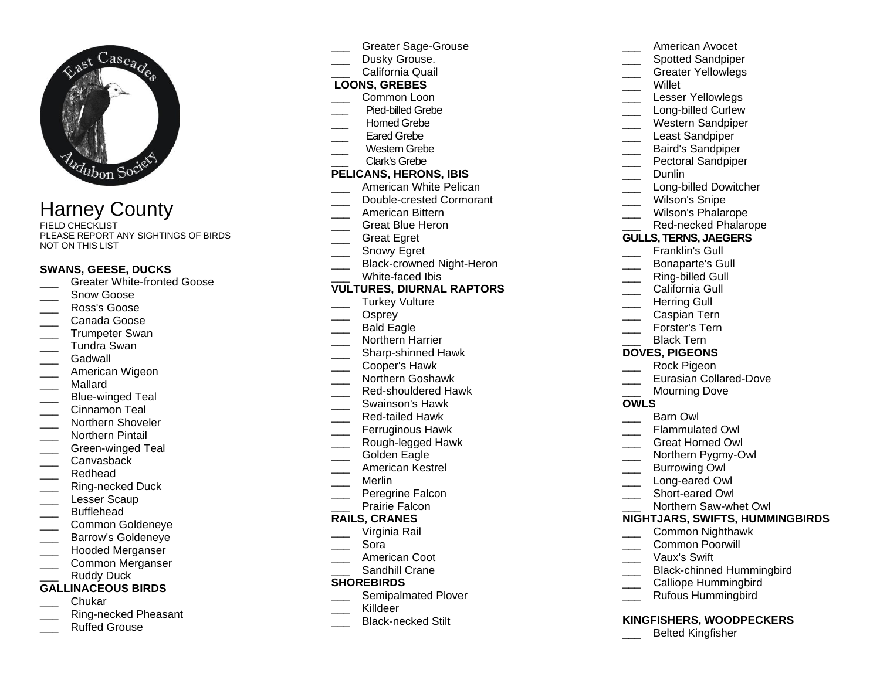East Cascades Audubon Society

# Harney County

FIELD CHECKLIST
PLEASE REPORT ANY SIGHTINGS OF BIRDS NOT ON THIS LIST

**SWANS, GEESE, DUCKS**

- ___ Greater White-fronted Goose
- ___ Snow Goose
- ___ Ross's Goose
- ___ Canada Goose
- ___ Trumpeter Swan
- ___ Tundra Swan
- ___ Gadwall
- ___ American Wigeon
- ___ Mallard
- ___ Blue-winged Teal
- ___ Cinnamon Teal
- ___ Northern Shoveler
- ___ Northern Pintail
- ___ Green-winged Teal
- ___ Canvasback
- ___ Redhead
- ___ Ring-necked Duck
- ___ Lesser Scaup
- ___ Bufflehead
- ___ Common Goldeneye
- ___ Barrow's Goldeneye
- ___ Hooded Merganser
- ___ Common Merganser
- ___ Ruddy Duck

**GALLINACEOUS BIRDS**

- ___ Chukar
- ___ Ring-necked Pheasant
- ___ Ruffed Grouse
- ___ Greater Sage-Grouse
- ___ Dusky Grouse.
- ___ California Quail

**LOONS, GREBES**

- ___ Common Loon
- ___ Pied-billed Grebe
- ___ Horned Grebe
- ___ Eared Grebe
- ___ Western Grebe
- ___ Clark's Grebe

**PELICANS, HERONS, IBIS**

- ___ American White Pelican
- ___ Double-crested Cormorant
- ___ American Bittern
- ___ Great Blue Heron
- ___ Great Egret
- ___ Snowy Egret
- ___ Black-crowned Night-Heron
- ___ White-faced Ibis

**VULTURES, DIURNAL RAPTORS**

- ___ Turkey Vulture
- ___ Osprey
- ___ Bald Eagle
- ___ Northern Harrier
- ___ Sharp-shinned Hawk
- ___ Cooper's Hawk
- ___ Northern Goshawk
- ___ Red-shouldered Hawk
- ___ Swainson's Hawk
- ___ Red-tailed Hawk
- ___ Ferruginous Hawk
- ___ Rough-legged Hawk
- ___ Golden Eagle
- ___ American Kestrel
- ___ Merlin
- ___ Peregrine Falcon
- ___ Prairie Falcon

**RAILS, CRANES**

- ___ Virginia Rail
- ___ Sora
- ___ American Coot
- ___ Sandhill Crane

**SHOREBIRDS**

- ___ Semipalmated Plover
- ___ Killdeer
- ___ Black-necked Stilt
- ___ American Avocet
- ___ Spotted Sandpiper
- ___ Greater Yellowlegs
- ___ Willet
- ___ Lesser Yellowlegs
- ___ Long-billed Curlew
- ___ Western Sandpiper
- ___ Least Sandpiper
- ___ Baird's Sandpiper
- ___ Pectoral Sandpiper
- ___ Dunlin
- ___ Long-billed Dowitcher
- ___ Wilson's Snipe
- ___ Wilson's Phalarope
- ___ Red-necked Phalarope

**GULLS, TERNS, JAEGERS**

- ___ Franklin's Gull
- ___ Bonaparte's Gull
- ___ Ring-billed Gull
- ___ California Gull
- ___ Herring Gull
- ___ Caspian Tern
- ___ Forster's Tern
- ___ Black Tern

**DOVES, PIGEONS**

- ___ Rock Pigeon
- ___ Eurasian Collared-Dove
- ___ Mourning Dove

**OWLS**

- ___ Barn Owl
- ___ Flammulated Owl
- ___ Great Horned Owl
- ___ Northern Pygmy-Owl
- ___ Burrowing Owl
- ___ Long-eared Owl
- ___ Short-eared Owl
- ___ Northern Saw-whet Owl

**NIGHTJARS, SWIFTS, HUMMINGBIRDS**

- ___ Common Nighthawk
- ___ Common Poorwill
- ___ Vaux's Swift
- ___ Black-chinned Hummingbird
- ___ Calliope Hummingbird
- ___ Rufous Hummingbird

**KINGFISHERS, WOODPECKERS**

- ___ Belted Kingfisher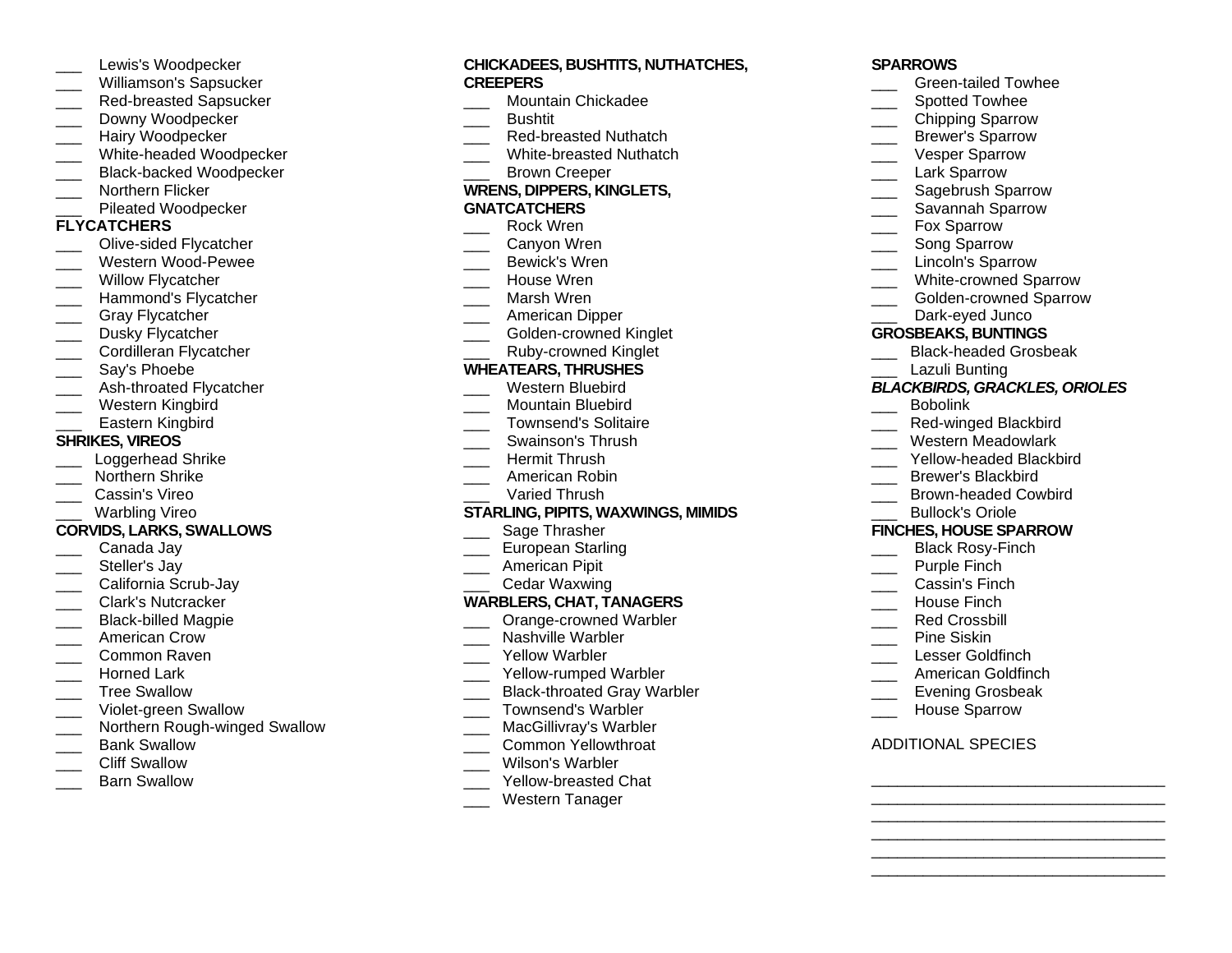\_\_\_ Lewis's Woodpecker
\_\_\_ Williamson's Sapsucker
\_\_\_ Red-breasted Sapsucker
\_\_\_ Downy Woodpecker
\_\_\_ Hairy Woodpecker
\_\_\_ White-headed Woodpecker
\_\_\_ Black-backed Woodpecker
\_\_\_ Northern Flicker
\_\_\_ Pileated Woodpecker

**FLYCATCHERS**

\_\_\_ Olive-sided Flycatcher
\_\_\_ Western Wood-Pewee
\_\_\_ Willow Flycatcher
\_\_\_ Hammond's Flycatcher
\_\_\_ Gray Flycatcher
\_\_\_ Dusky Flycatcher
\_\_\_ Cordilleran Flycatcher
\_\_\_ Say's Phoebe
\_\_\_ Ash-throated Flycatcher
\_\_\_ Western Kingbird
\_\_\_ Eastern Kingbird

**SHRIKES, VIREOS**

\_\_\_ Loggerhead Shrike
\_\_\_ Northern Shrike
\_\_\_ Cassin's Vireo
\_\_\_ Warbling Vireo

**CORVIDS, LARKS, SWALLOWS**

\_\_\_ Canada Jay
\_\_\_ Steller's Jay
\_\_\_ California Scrub-Jay
\_\_\_ Clark's Nutcracker
\_\_\_ Black-billed Magpie
\_\_\_ American Crow
\_\_\_ Common Raven
\_\_\_ Horned Lark
\_\_\_ Tree Swallow
\_\_\_ Violet-green Swallow
\_\_\_ Northern Rough-winged Swallow
\_\_\_ Bank Swallow
\_\_\_ Cliff Swallow
\_\_\_ Barn Swallow

**CHICKADEES, BUSHTITS, NUTHATCHES, CREEPERS**

\_\_\_ Mountain Chickadee
\_\_\_ Bushtit
\_\_\_ Red-breasted Nuthatch
\_\_\_ White-breasted Nuthatch
\_\_\_ Brown Creeper

**WRENS, DIPPERS, KINGLETS, GNATCATCHERS**

\_\_\_ Rock Wren
\_\_\_ Canyon Wren
\_\_\_ Bewick's Wren
\_\_\_ House Wren
\_\_\_ Marsh Wren
\_\_\_ American Dipper
\_\_\_ Golden-crowned Kinglet
\_\_\_ Ruby-crowned Kinglet

**WHEATEARS, THRUSHES**

\_\_\_ Western Bluebird
\_\_\_ Mountain Bluebird
\_\_\_ Townsend's Solitaire
\_\_\_ Swainson's Thrush
\_\_\_ Hermit Thrush
\_\_\_ American Robin
\_\_\_ Varied Thrush

**STARLING, PIPITS, WAXWINGS, MIMIDS**

\_\_\_ Sage Thrasher
\_\_\_ European Starling
\_\_\_ American Pipit
\_\_\_ Cedar Waxwing

**WARBLERS, CHAT, TANAGERS**

\_\_\_ Orange-crowned Warbler
\_\_\_ Nashville Warbler
\_\_\_ Yellow Warbler
\_\_\_ Yellow-rumped Warbler
\_\_\_ Black-throated Gray Warbler
\_\_\_ Townsend's Warbler
\_\_\_ MacGillivray's Warbler
\_\_\_ Common Yellowthroat
\_\_\_ Wilson's Warbler
\_\_\_ Yellow-breasted Chat
\_\_\_ Western Tanager

**SPARROWS**

\_\_\_ Green-tailed Towhee
\_\_\_ Spotted Towhee
\_\_\_ Chipping Sparrow
\_\_\_ Brewer's Sparrow
\_\_\_ Vesper Sparrow
\_\_\_ Lark Sparrow
\_\_\_ Sagebrush Sparrow
\_\_\_ Savannah Sparrow
\_\_\_ Fox Sparrow
\_\_\_ Song Sparrow
\_\_\_ Lincoln's Sparrow
\_\_\_ White-crowned Sparrow
\_\_\_ Golden-crowned Sparrow
\_\_\_ Dark-eyed Junco

**GROSBEAKS, BUNTINGS**

\_\_\_ Black-headed Grosbeak
\_\_\_ Lazuli Bunting

***BLACKBIRDS, GRACKLES, ORIOLES***

\_\_\_ Bobolink
\_\_\_ Red-winged Blackbird
\_\_\_ Western Meadowlark
\_\_\_ Yellow-headed Blackbird
\_\_\_ Brewer's Blackbird
\_\_\_ Brown-headed Cowbird
\_\_\_ Bullock's Oriole

**FINCHES, HOUSE SPARROW**

\_\_\_ Black Rosy-Finch
\_\_\_ Purple Finch
\_\_\_ Cassin's Finch
\_\_\_ House Finch
\_\_\_ Red Crossbill
\_\_\_ Pine Siskin
\_\_\_ Lesser Goldfinch
\_\_\_ American Goldfinch
\_\_\_ Evening Grosbeak
\_\_\_ House Sparrow

ADDITIONAL SPECIES

\_\_\_\_\_\_\_\_\_\_\_\_\_\_\_\_\_\_\_\_\_\_\_\_\_\_\_\_\_\_\_\_
\_\_\_\_\_\_\_\_\_\_\_\_\_\_\_\_\_\_\_\_\_\_\_\_\_\_\_\_\_\_\_\_
\_\_\_\_\_\_\_\_\_\_\_\_\_\_\_\_\_\_\_\_\_\_\_\_\_\_\_\_\_\_\_\_
\_\_\_\_\_\_\_\_\_\_\_\_\_\_\_\_\_\_\_\_\_\_\_\_\_\_\_\_\_\_\_\_
\_\_\_\_\_\_\_\_\_\_\_\_\_\_\_\_\_\_\_\_\_\_\_\_\_\_\_\_\_\_\_\_
\_\_\_\_\_\_\_\_\_\_\_\_\_\_\_\_\_\_\_\_\_\_\_\_\_\_\_\_\_\_\_\_